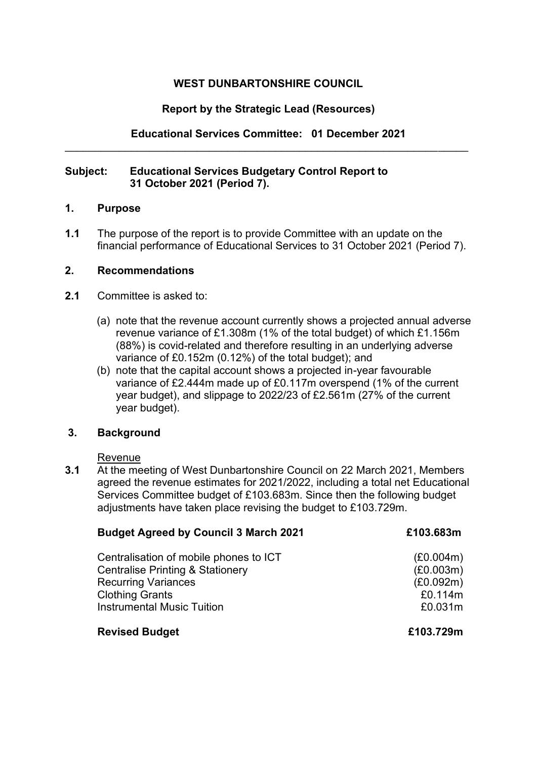**WEST DUNBARTONSHIRE COUNCIL**

**Report by the Strategic Lead (Resources)**

**Educational Services Committee: 01 December 2021**

---

**Subject: Educational Services Budgetary Control Report to 31 October 2021 (Period 7).**

## 1. Purpose

**1.1** The purpose of the report is to provide Committee with an update on the financial performance of Educational Services to 31 October 2021 (Period 7).

## 2. Recommendations

**2.1** Committee is asked to:

(a) note that the revenue account currently shows a projected annual adverse revenue variance of £1.308m (1% of the total budget) of which £1.156m (88%) is covid-related and therefore resulting in an underlying adverse variance of £0.152m (0.12%) of the total budget); and

(b) note that the capital account shows a projected in-year favourable variance of £2.444m made up of £0.117m overspend (1% of the current year budget), and slippage to 2022/23 of £2.561m (27% of the current year budget).

## 3. Background

Revenue

**3.1** At the meeting of West Dunbartonshire Council on 22 March 2021, Members agreed the revenue estimates for 2021/2022, including a total net Educational Services Committee budget of £103.683m. Since then the following budget adjustments have taken place revising the budget to £103.729m.

| **Budget Agreed by Council 3 March 2021** | **£103.683m** |
|---|---|
| Centralisation of mobile phones to ICT | (£0.004m) |
| Centralise Printing & Stationery | (£0.003m) |
| Recurring Variances | (£0.092m) |
| Clothing Grants | £0.114m |
| Instrumental Music Tuition | £0.031m |
| **Revised Budget** | **£103.729m** |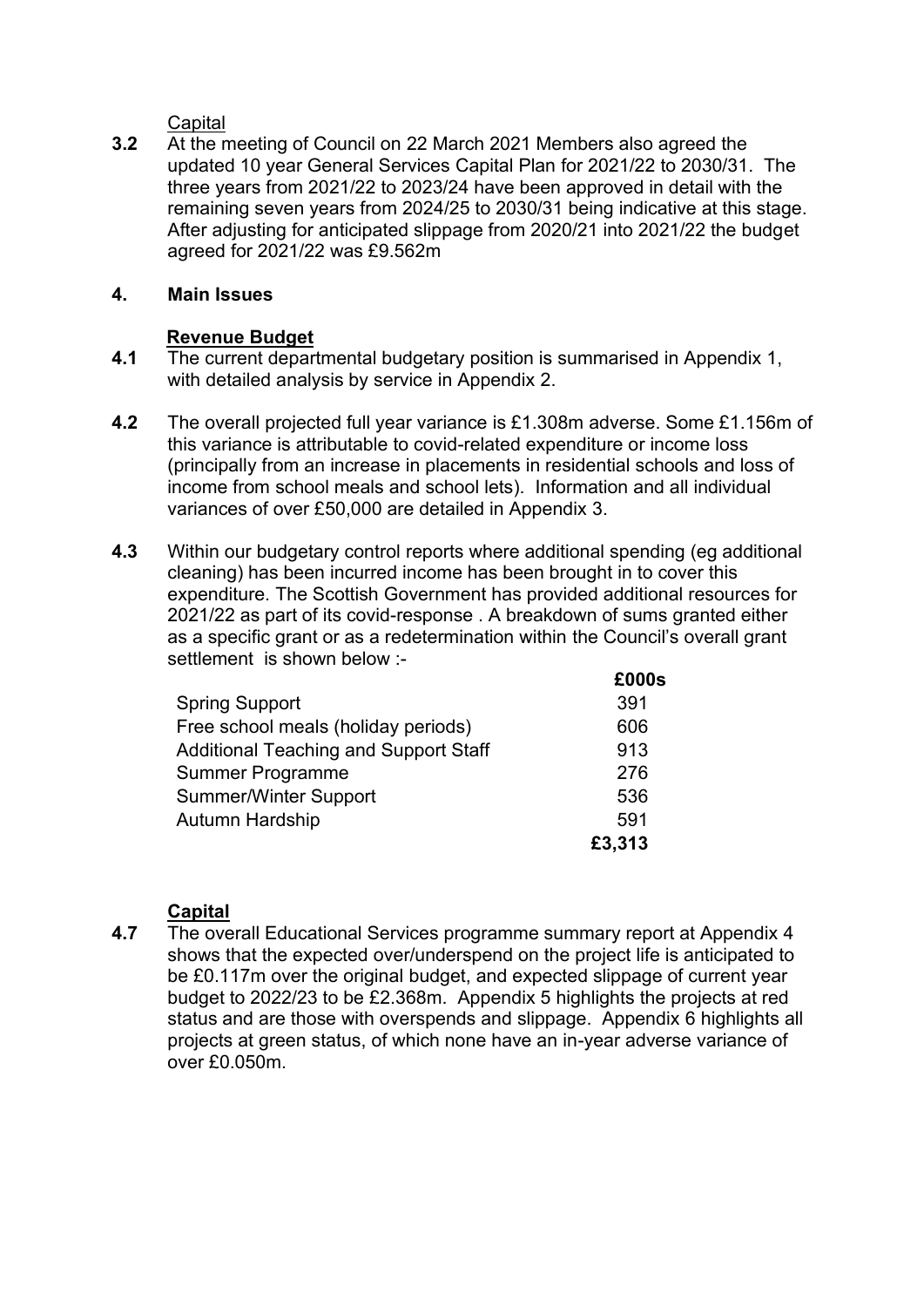Capital

**3.2** At the meeting of Council on 22 March 2021 Members also agreed the updated 10 year General Services Capital Plan for 2021/22 to 2030/31. The three years from 2021/22 to 2023/24 have been approved in detail with the remaining seven years from 2024/25 to 2030/31 being indicative at this stage. After adjusting for anticipated slippage from 2020/21 into 2021/22 the budget agreed for 2021/22 was £9.562m

## 4. Main Issues

### Revenue Budget

**4.1** The current departmental budgetary position is summarised in Appendix 1, with detailed analysis by service in Appendix 2.

**4.2** The overall projected full year variance is £1.308m adverse. Some £1.156m of this variance is attributable to covid-related expenditure or income loss (principally from an increase in placements in residential schools and loss of income from school meals and school lets). Information and all individual variances of over £50,000 are detailed in Appendix 3.

**4.3** Within our budgetary control reports where additional spending (eg additional cleaning) has been incurred income has been brought in to cover this expenditure. The Scottish Government has provided additional resources for 2021/22 as part of its covid-response . A breakdown of sums granted either as a specific grant or as a redetermination within the Council's overall grant settlement is shown below :-

| | **£000s** |
|---|---|
| Spring Support | 391 |
| Free school meals (holiday periods) | 606 |
| Additional Teaching and Support Staff | 913 |
| Summer Programme | 276 |
| Summer/Winter Support | 536 |
| Autumn Hardship | 591 |
| | **£3,313** |

### Capital

**4.7** The overall Educational Services programme summary report at Appendix 4 shows that the expected over/underspend on the project life is anticipated to be £0.117m over the original budget, and expected slippage of current year budget to 2022/23 to be £2.368m. Appendix 5 highlights the projects at red status and are those with overspends and slippage. Appendix 6 highlights all projects at green status, of which none have an in-year adverse variance of over £0.050m.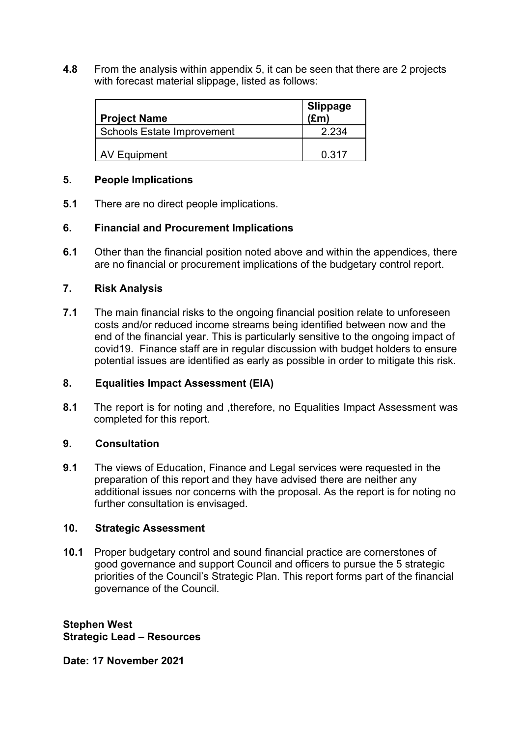**4.8** From the analysis within appendix 5, it can be seen that there are 2 projects with forecast material slippage, listed as follows:

| Project Name | Slippage (£m) |
|---|---|
| Schools Estate Improvement | 2.234 |
| AV Equipment | 0.317 |

## 5. People Implications

**5.1** There are no direct people implications.

## 6. Financial and Procurement Implications

**6.1** Other than the financial position noted above and within the appendices, there are no financial or procurement implications of the budgetary control report.

## 7. Risk Analysis

**7.1** The main financial risks to the ongoing financial position relate to unforeseen costs and/or reduced income streams being identified between now and the end of the financial year. This is particularly sensitive to the ongoing impact of covid19. Finance staff are in regular discussion with budget holders to ensure potential issues are identified as early as possible in order to mitigate this risk.

## 8. Equalities Impact Assessment (EIA)

**8.1** The report is for noting and ,therefore, no Equalities Impact Assessment was completed for this report.

## 9. Consultation

**9.1** The views of Education, Finance and Legal services were requested in the preparation of this report and they have advised there are neither any additional issues nor concerns with the proposal. As the report is for noting no further consultation is envisaged.

## 10. Strategic Assessment

**10.1** Proper budgetary control and sound financial practice are cornerstones of good governance and support Council and officers to pursue the 5 strategic priorities of the Council's Strategic Plan. This report forms part of the financial governance of the Council.

**Stephen West**
**Strategic Lead – Resources**

**Date: 17 November 2021**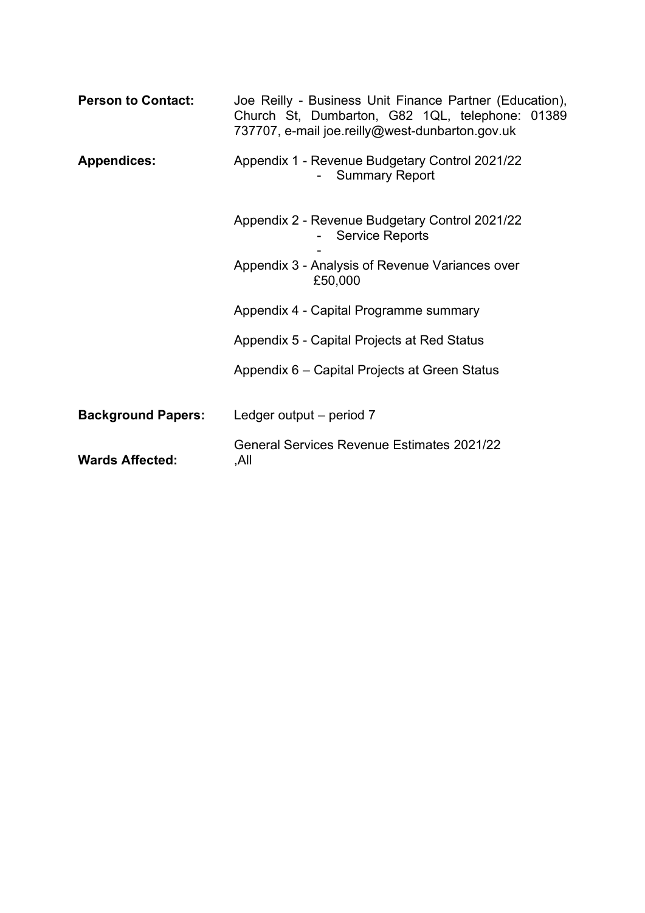**Person to Contact:** Joe Reilly - Business Unit Finance Partner (Education), Church St, Dumbarton, G82 1QL, telephone: 01389 737707, e-mail joe.reilly@west-dunbarton.gov.uk

**Appendices:** Appendix 1 - Revenue Budgetary Control 2021/22
- Summary Report

Appendix 2 - Revenue Budgetary Control 2021/22
- Service Reports
-

Appendix 3 - Analysis of Revenue Variances over £50,000

Appendix 4 - Capital Programme summary

Appendix 5 - Capital Projects at Red Status

Appendix 6 – Capital Projects at Green Status

**Background Papers:** Ledger output – period 7

General Services Revenue Estimates 2021/22

**Wards Affected:** ,All